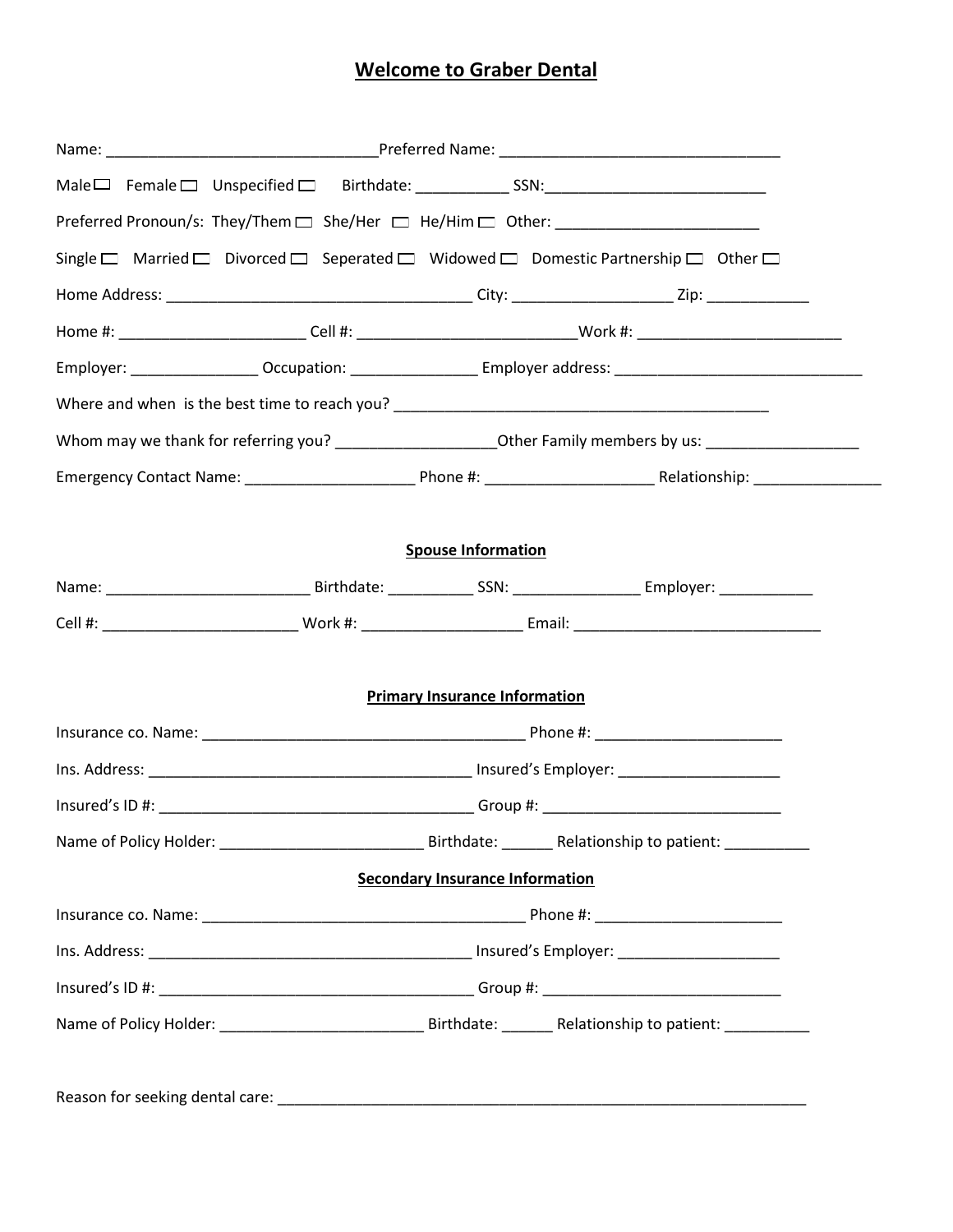# Welcome to Graber Dental

Name: _______________________________Preferred Name: _________________________________

Male ☐ Female ☐ Unspecified ☐ Birthdate: ___________ SSN:__________________________

Preferred Pronoun/s: They/Them ☐ She/Her ☐ He/Him ☐ Other: ________________________

Single ☐ Married ☐ Divorced ☐ Seperated ☐ Widowed ☐ Domestic Partnership ☐ Other ☐

Home Address: ____________________________________ City: ___________________ Zip: ____________

Home #: _____________________ Cell #: _________________________Work #: ________________________

Employer: _______________ Occupation: _______________ Employer address: _____________________________

Where and when is the best time to reach you? ____________________________________________

Whom may we thank for referring you? __________________Other Family members by us: __________________

Emergency Contact Name: ____________________ Phone #: ____________________ Relationship: _______________

## Spouse Information

Name: ________________________ Birthdate: __________ SSN: _______________ Employer: ___________

Cell #: _______________________ Work #: __________________ Email: _____________________________

## Primary Insurance Information

Insurance co. Name: ______________________________________ Phone #: ______________________

Ins. Address: ______________________________________ Insured's Employer: ___________________

Insured's ID #: ______________________________________ Group #: ____________________________

Name of Policy Holder: ________________________ Birthdate: ______ Relationship to patient: __________

## Secondary Insurance Information

Insurance co. Name: ______________________________________ Phone #: ______________________

Ins. Address: ______________________________________ Insured's Employer: ___________________

Insured's ID #: ______________________________________ Group #: ____________________________

Name of Policy Holder: ________________________ Birthdate: ______ Relationship to patient: __________

Reason for seeking dental care: _______________________________________________________________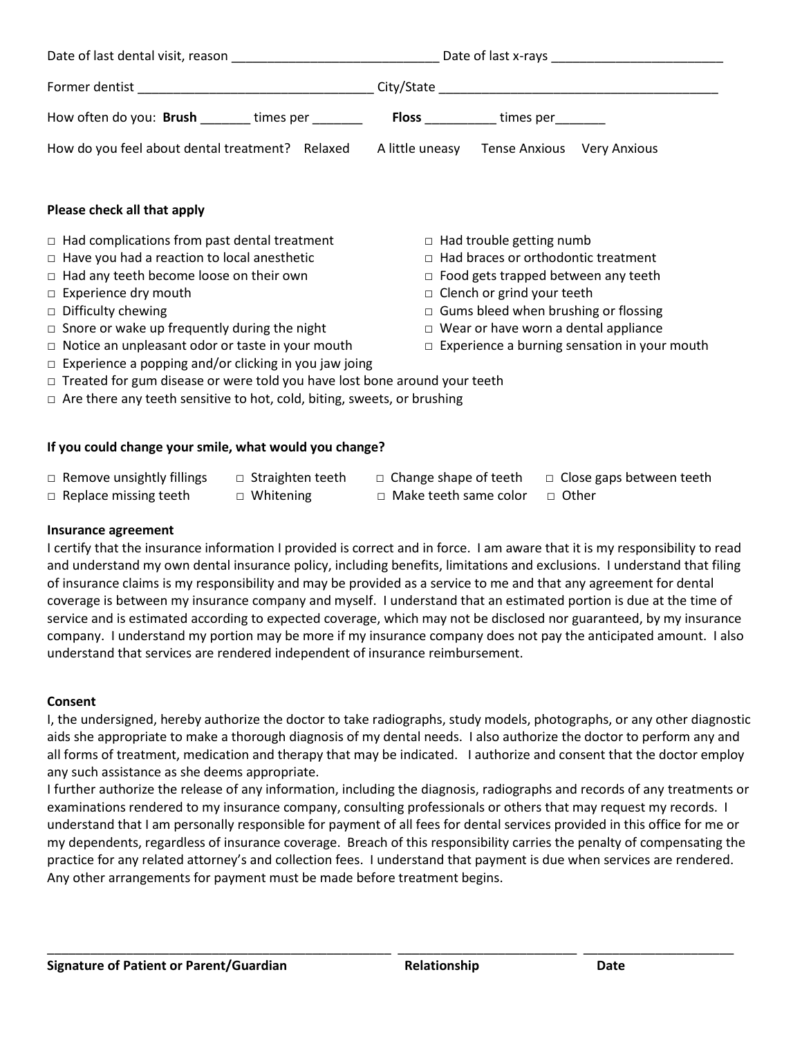Date of last dental visit, reason ______________________________ Date of last x-rays ________________________

Former dentist _________________________________ City/State ________________________________________

How often do you: **Brush** _______ times per _______ **Floss** __________ times per_______

How do you feel about dental treatment? Relaxed A little uneasy Tense Anxious Very Anxious

**Please check all that apply**

- □ Had complications from past dental treatment
- □ Have you had a reaction to local anesthetic
- □ Had any teeth become loose on their own
- □ Experience dry mouth
- □ Difficulty chewing
- □ Snore or wake up frequently during the night
- □ Notice an unpleasant odor or taste in your mouth
- □ Had trouble getting numb
- □ Had braces or orthodontic treatment
- □ Food gets trapped between any teeth
- □ Clench or grind your teeth
- □ Gums bleed when brushing or flossing
- □ Wear or have worn a dental appliance
- □ Experience a burning sensation in your mouth
- □ Experience a popping and/or clicking in you jaw joing
- □ Treated for gum disease or were told you have lost bone around your teeth
- □ Are there any teeth sensitive to hot, cold, biting, sweets, or brushing

**If you could change your smile, what would you change?**

□ Remove unsightly fillings □ Straighten teeth □ Change shape of teeth □ Close gaps between teeth
□ Replace missing teeth □ Whitening □ Make teeth same color □ Other

**Insurance agreement**

I certify that the insurance information I provided is correct and in force. I am aware that it is my responsibility to read and understand my own dental insurance policy, including benefits, limitations and exclusions. I understand that filing of insurance claims is my responsibility and may be provided as a service to me and that any agreement for dental coverage is between my insurance company and myself. I understand that an estimated portion is due at the time of service and is estimated according to expected coverage, which may not be disclosed nor guaranteed, by my insurance company. I understand my portion may be more if my insurance company does not pay the anticipated amount. I also understand that services are rendered independent of insurance reimbursement.

**Consent**

I, the undersigned, hereby authorize the doctor to take radiographs, study models, photographs, or any other diagnostic aids she appropriate to make a thorough diagnosis of my dental needs. I also authorize the doctor to perform any and all forms of treatment, medication and therapy that may be indicated. I authorize and consent that the doctor employ any such assistance as she deems appropriate.
I further authorize the release of any information, including the diagnosis, radiographs and records of any treatments or examinations rendered to my insurance company, consulting professionals or others that may request my records. I understand that I am personally responsible for payment of all fees for dental services provided in this office for me or my dependents, regardless of insurance coverage. Breach of this responsibility carries the penalty of compensating the practice for any related attorney's and collection fees. I understand that payment is due when services are rendered. Any other arrangements for payment must be made before treatment begins.

_________________________________________________ _________________________ _____________________

**Signature of Patient or Parent/Guardian** **Relationship** **Date**